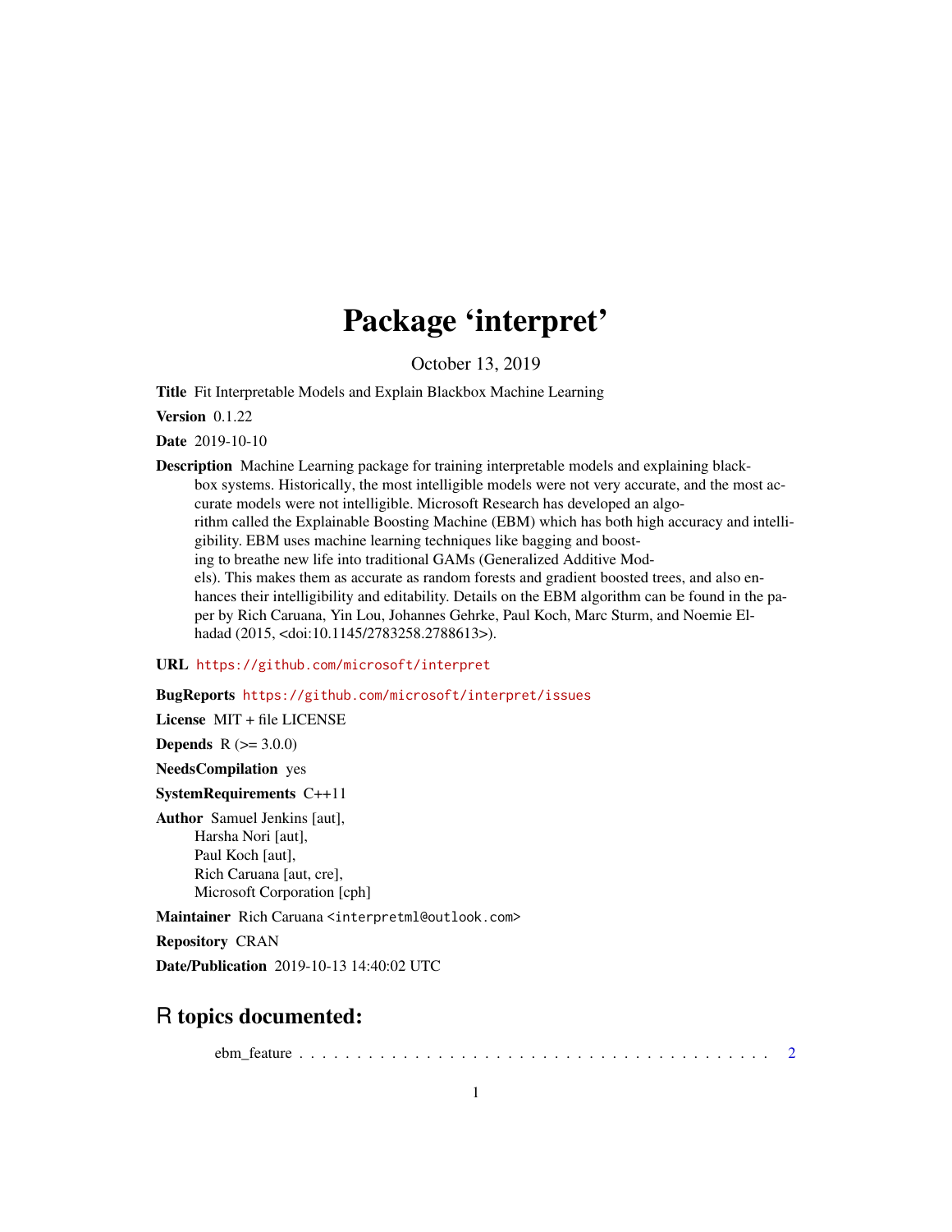# Package 'interpret'

October 13, 2019

**Title** Fit Interpretable Models and Explain Blackbox Machine Learning

**Version** 0.1.22

**Date** 2019-10-10

**Description** Machine Learning package for training interpretable models and explaining blackbox systems. Historically, the most intelligible models were not very accurate, and the most accurate models were not intelligible. Microsoft Research has developed an algorithm called the Explainable Boosting Machine (EBM) which has both high accuracy and intelligibility. EBM uses machine learning techniques like bagging and boosting to breathe new life into traditional GAMs (Generalized Additive Models). This makes them as accurate as random forests and gradient boosted trees, and also enhances their intelligibility and editability. Details on the EBM algorithm can be found in the paper by Rich Caruana, Yin Lou, Johannes Gehrke, Paul Koch, Marc Sturm, and Noemie Elhadad (2015, <doi:10.1145/2783258.2788613>).

**URL** https://github.com/microsoft/interpret

**BugReports** https://github.com/microsoft/interpret/issues

**License** MIT + file LICENSE

**Depends** R (>= 3.0.0)

**NeedsCompilation** yes

**SystemRequirements** C++11

**Author** Samuel Jenkins [aut],
Harsha Nori [aut],
Paul Koch [aut],
Rich Caruana [aut, cre],
Microsoft Corporation [cph]

**Maintainer** Rich Caruana <interpretml@outlook.com>

**Repository** CRAN

**Date/Publication** 2019-10-13 14:40:02 UTC

## R topics documented:

ebm_feature . . . . . . . . . . . . . . . . . . . . . . . . . . . . . . . . . . . . . . . . . . 2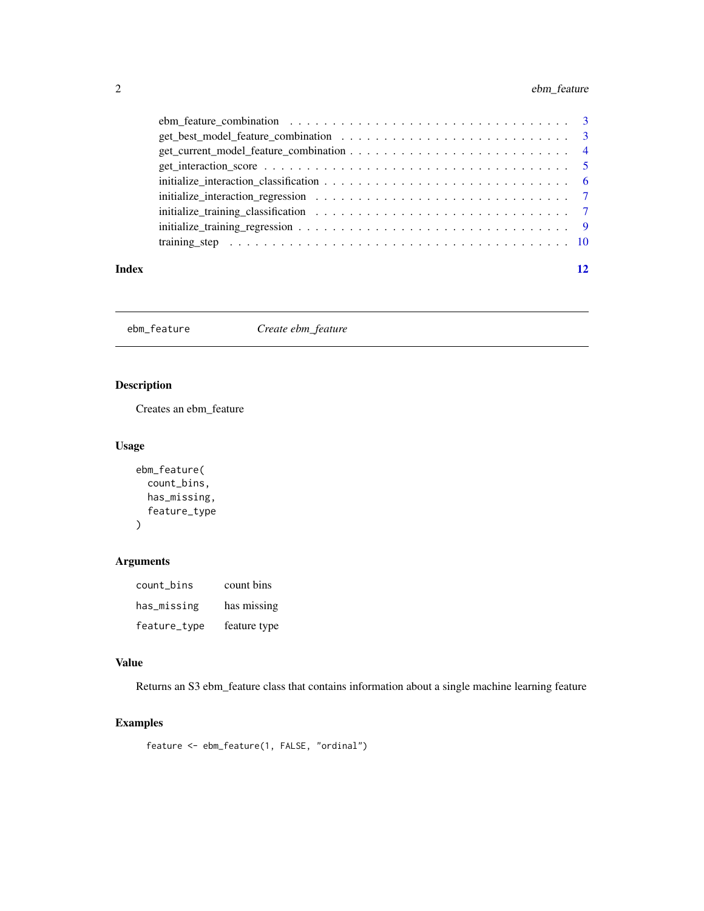ebm_feature_combination . . . . . . . . . . . . . . . . . . . . . . . . . . . . . . 3
get_best_model_feature_combination . . . . . . . . . . . . . . . . . . . . . . . . . 3
get_current_model_feature_combination . . . . . . . . . . . . . . . . . . . . . . . 4
get_interaction_score . . . . . . . . . . . . . . . . . . . . . . . . . . . . . . . . 5
initialize_interaction_classification . . . . . . . . . . . . . . . . . . . . . . . . 6
initialize_interaction_regression . . . . . . . . . . . . . . . . . . . . . . . . . . 7
initialize_training_classification . . . . . . . . . . . . . . . . . . . . . . . . . 7
initialize_training_regression . . . . . . . . . . . . . . . . . . . . . . . . . . . 9
training_step . . . . . . . . . . . . . . . . . . . . . . . . . . . . . . . . . . . . 10

**Index** 12

---

## ebm_feature — *Create ebm_feature*

### Description

Creates an ebm_feature

### Usage

```
ebm_feature(
  count_bins,
  has_missing,
  feature_type
)
```

### Arguments

| | |
|---|---|
| `count_bins` | count bins |
| `has_missing` | has missing |
| `feature_type` | feature type |

### Value

Returns an S3 ebm_feature class that contains information about a single machine learning feature

### Examples

```
feature <- ebm_feature(1, FALSE, "ordinal")
```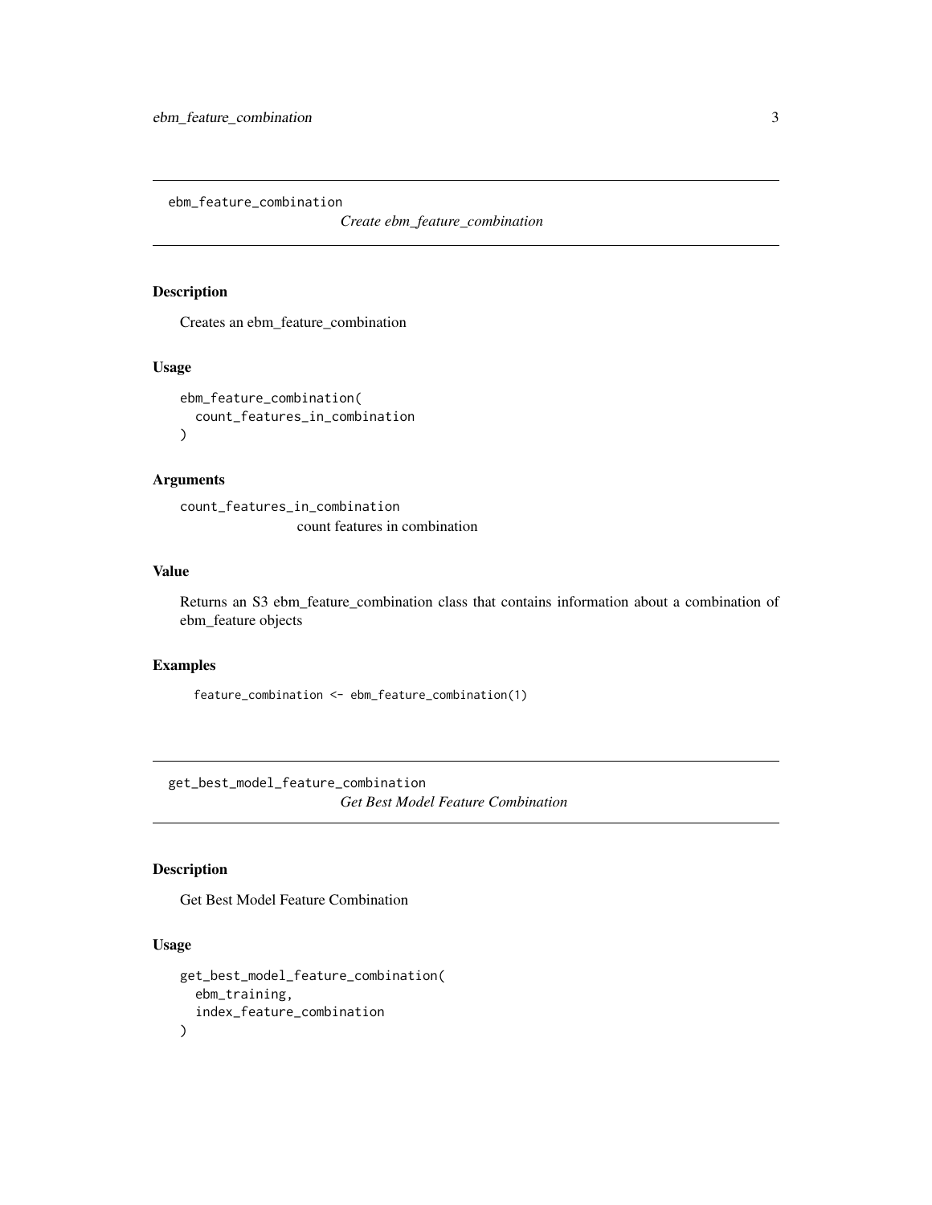## ebm_feature_combination

*Create ebm_feature_combination*

### Description

Creates an ebm_feature_combination

### Usage

```
ebm_feature_combination(
  count_features_in_combination
)
```

### Arguments

`count_features_in_combination`
count features in combination

### Value

Returns an S3 ebm_feature_combination class that contains information about a combination of ebm_feature objects

### Examples

```
feature_combination <- ebm_feature_combination(1)
```

## get_best_model_feature_combination

*Get Best Model Feature Combination*

### Description

Get Best Model Feature Combination

### Usage

```
get_best_model_feature_combination(
  ebm_training,
  index_feature_combination
)
```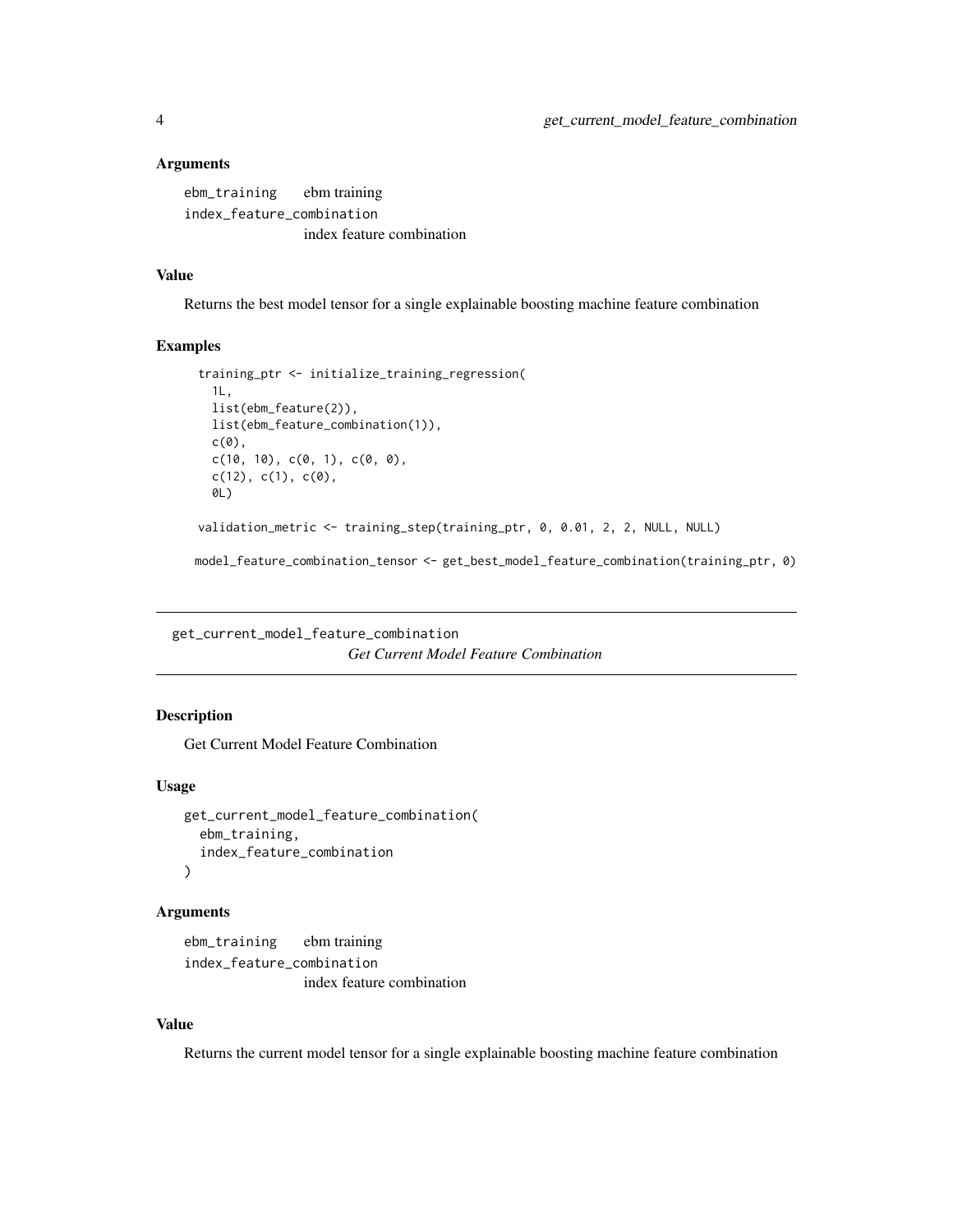### Arguments

`ebm_training` ebm training

`index_feature_combination` index feature combination

### Value

Returns the best model tensor for a single explainable boosting machine feature combination

### Examples

```
training_ptr <- initialize_training_regression(
  1L,
  list(ebm_feature(2)),
  list(ebm_feature_combination(1)),
  c(0),
  c(10, 10), c(0, 1), c(0, 0),
  c(12), c(1), c(0),
  0L)

validation_metric <- training_step(training_ptr, 0, 0.01, 2, 2, NULL, NULL)

model_feature_combination_tensor <- get_best_model_feature_combination(training_ptr, 0)
```

---

## get_current_model_feature_combination

*Get Current Model Feature Combination*

---

### Description

Get Current Model Feature Combination

### Usage

```
get_current_model_feature_combination(
  ebm_training,
  index_feature_combination
)
```

### Arguments

`ebm_training` ebm training

`index_feature_combination` index feature combination

### Value

Returns the current model tensor for a single explainable boosting machine feature combination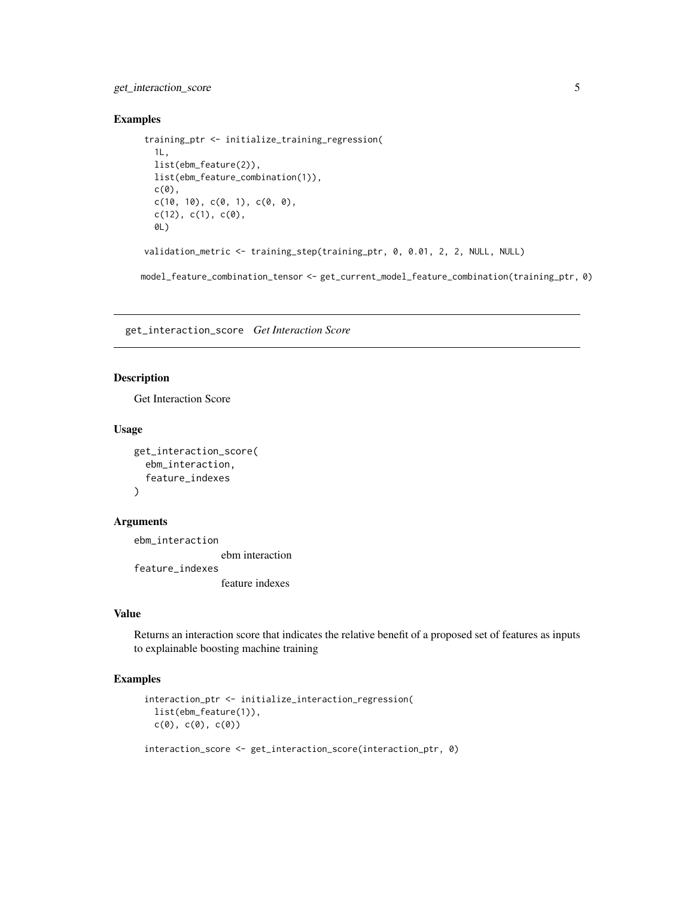### Examples

```
training_ptr <- initialize_training_regression(
  1L,
  list(ebm_feature(2)),
  list(ebm_feature_combination(1)),
  c(0),
  c(10, 10), c(0, 1), c(0, 0),
  c(12), c(1), c(0),
  0L)

validation_metric <- training_step(training_ptr, 0, 0.01, 2, 2, NULL, NULL)

model_feature_combination_tensor <- get_current_model_feature_combination(training_ptr, 0)
```

---

## get_interaction_score *Get Interaction Score*

### Description

Get Interaction Score

### Usage

```
get_interaction_score(
  ebm_interaction,
  feature_indexes
)
```

### Arguments

`ebm_interaction` ebm interaction

`feature_indexes` feature indexes

### Value

Returns an interaction score that indicates the relative benefit of a proposed set of features as inputs to explainable boosting machine training

### Examples

```
interaction_ptr <- initialize_interaction_regression(
  list(ebm_feature(1)),
  c(0), c(0), c(0))

interaction_score <- get_interaction_score(interaction_ptr, 0)
```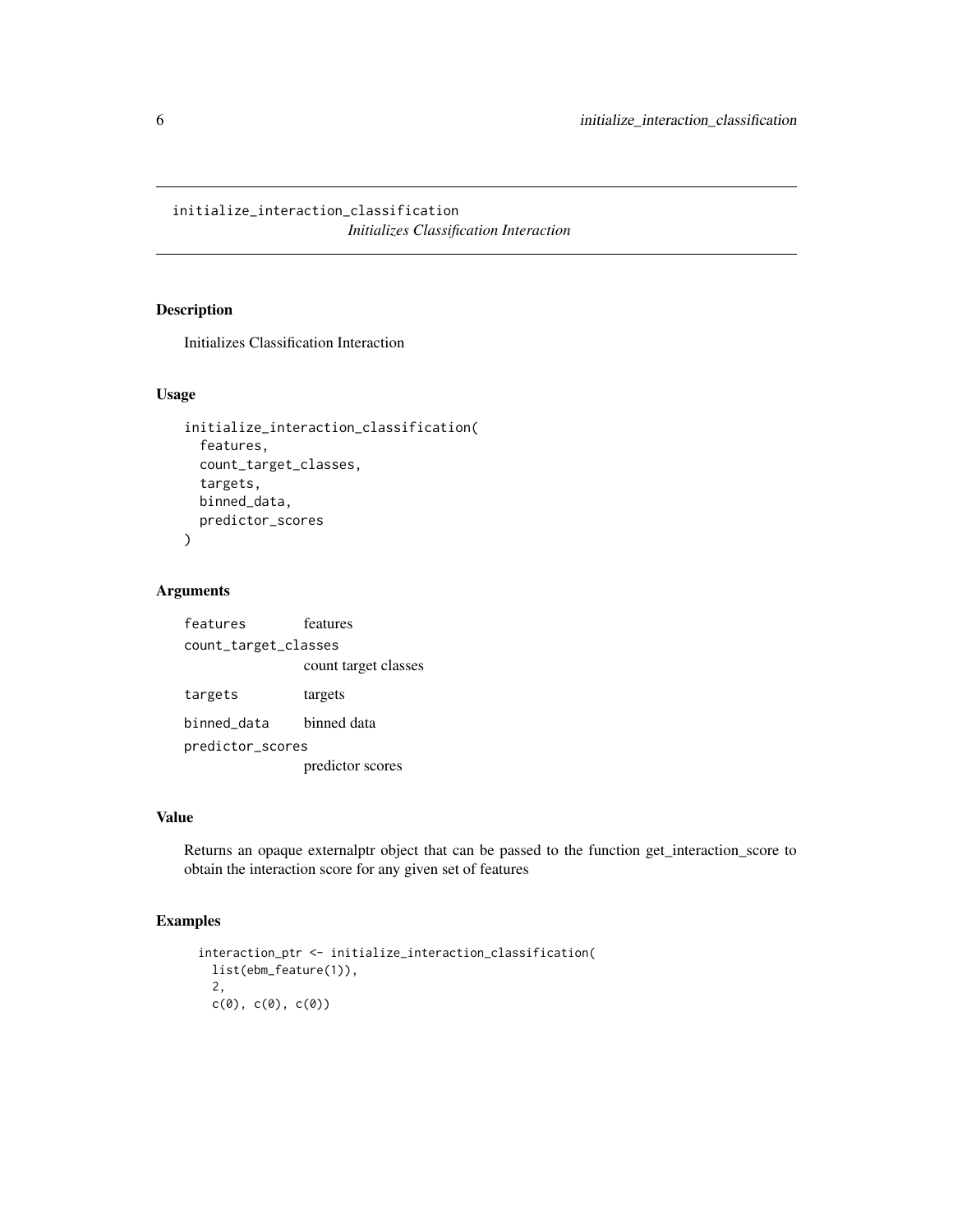## initialize_interaction_classification

*Initializes Classification Interaction*

### Description

Initializes Classification Interaction

### Usage

```
initialize_interaction_classification(
  features,
  count_target_classes,
  targets,
  binned_data,
  predictor_scores
)
```

### Arguments

| | |
|---|---|
| `features` | features |
| `count_target_classes` | count target classes |
| `targets` | targets |
| `binned_data` | binned data |
| `predictor_scores` | predictor scores |

### Value

Returns an opaque externalptr object that can be passed to the function get_interaction_score to obtain the interaction score for any given set of features

### Examples

```
interaction_ptr <- initialize_interaction_classification(
  list(ebm_feature(1)),
  2,
  c(0), c(0), c(0))
```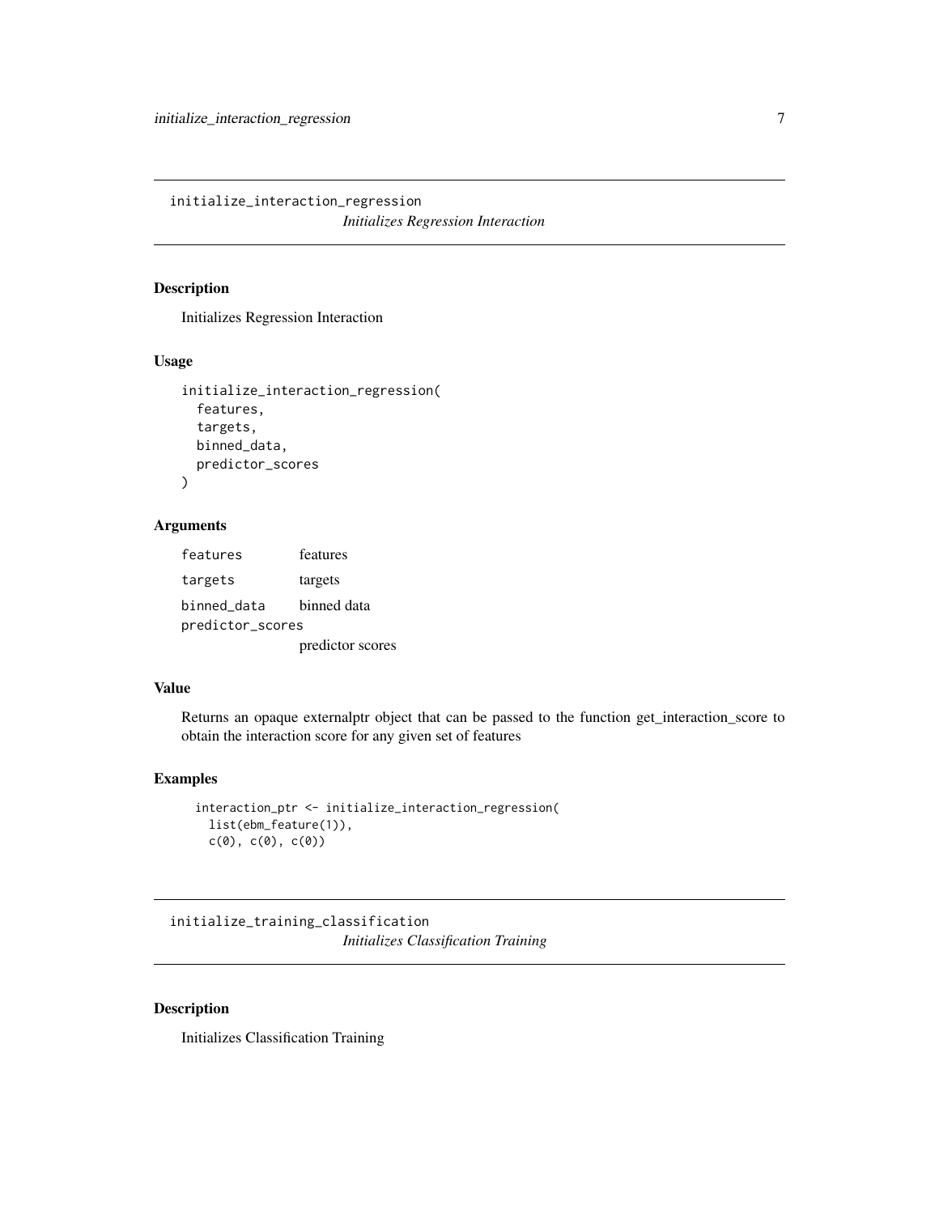## initialize_interaction_regression

*Initializes Regression Interaction*

### Description

Initializes Regression Interaction

### Usage

```
initialize_interaction_regression(
  features,
  targets,
  binned_data,
  predictor_scores
)
```

### Arguments

| | |
|---|---|
| `features` | features |
| `targets` | targets |
| `binned_data` | binned data |
| `predictor_scores` | predictor scores |

### Value

Returns an opaque externalptr object that can be passed to the function get_interaction_score to obtain the interaction score for any given set of features

### Examples

```
interaction_ptr <- initialize_interaction_regression(
  list(ebm_feature(1)),
  c(0), c(0), c(0))
```

## initialize_training_classification

*Initializes Classification Training*

### Description

Initializes Classification Training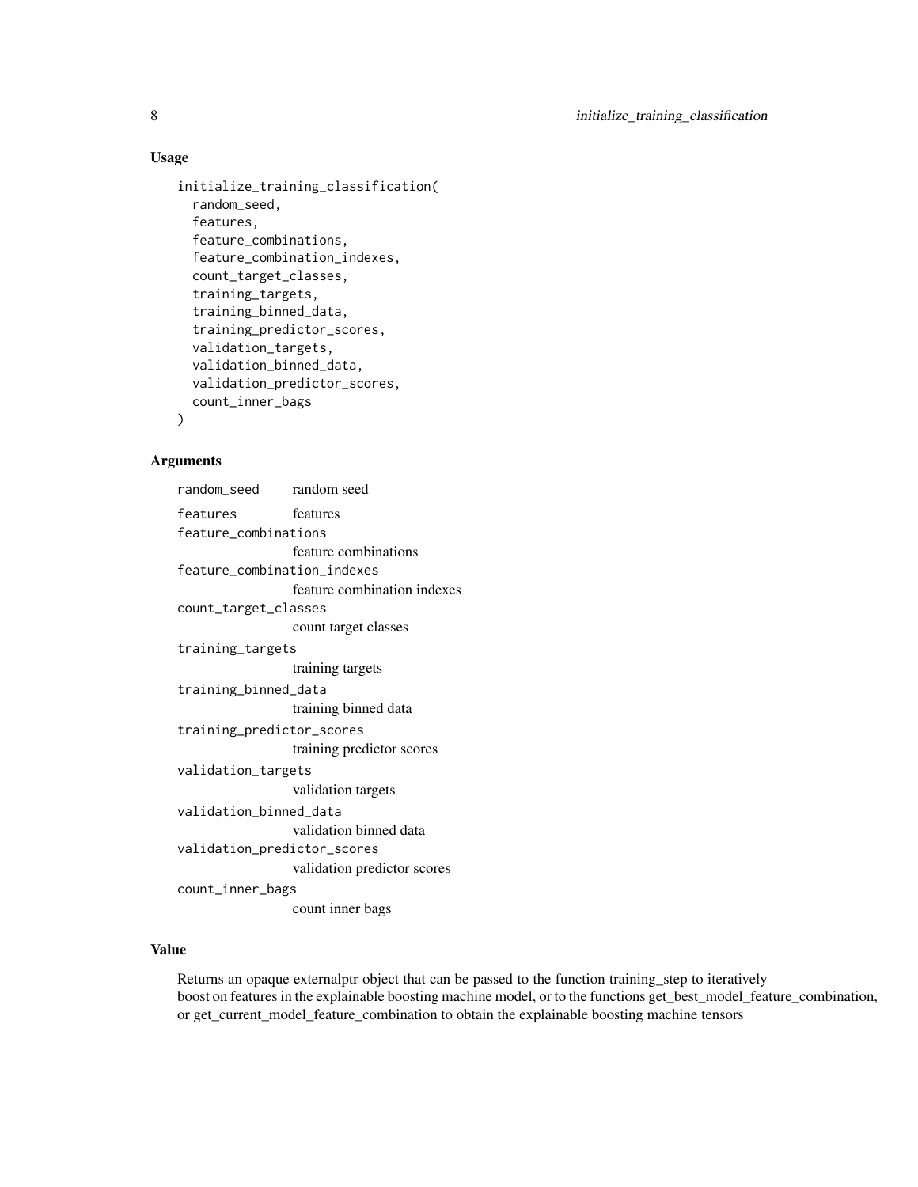## Usage

```
initialize_training_classification(
  random_seed,
  features,
  feature_combinations,
  feature_combination_indexes,
  count_target_classes,
  training_targets,
  training_binned_data,
  training_predictor_scores,
  validation_targets,
  validation_binned_data,
  validation_predictor_scores,
  count_inner_bags
)
```

## Arguments

| Argument | Description |
| --- | --- |
| `random_seed` | random seed |
| `features` | features |
| `feature_combinations` | feature combinations |
| `feature_combination_indexes` | feature combination indexes |
| `count_target_classes` | count target classes |
| `training_targets` | training targets |
| `training_binned_data` | training binned data |
| `training_predictor_scores` | training predictor scores |
| `validation_targets` | validation targets |
| `validation_binned_data` | validation binned data |
| `validation_predictor_scores` | validation predictor scores |
| `count_inner_bags` | count inner bags |

## Value

Returns an opaque externalptr object that can be passed to the function training_step to iteratively boost on features in the explainable boosting machine model, or to the functions get_best_model_feature_combination, or get_current_model_feature_combination to obtain the explainable boosting machine tensors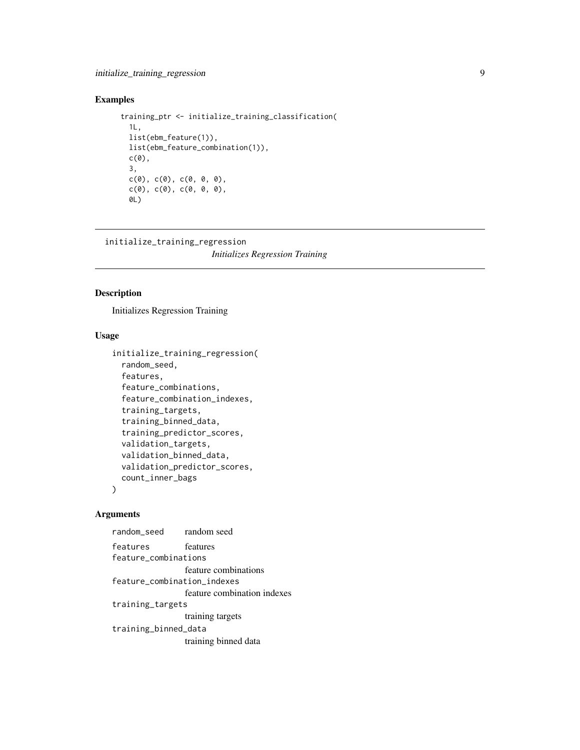## Examples

```
training_ptr <- initialize_training_classification(
  1L,
  list(ebm_feature(1)),
  list(ebm_feature_combination(1)),
  c(0),
  3,
  c(0), c(0), c(0, 0, 0),
  c(0), c(0), c(0, 0, 0),
  0L)
```

---

## initialize_training_regression

*Initializes Regression Training*

---

### Description

Initializes Regression Training

### Usage

```
initialize_training_regression(
  random_seed,
  features,
  feature_combinations,
  feature_combination_indexes,
  training_targets,
  training_binned_data,
  training_predictor_scores,
  validation_targets,
  validation_binned_data,
  validation_predictor_scores,
  count_inner_bags
)
```

### Arguments

| | |
|---|---|
| `random_seed` | random seed |
| `features` | features |
| `feature_combinations` | feature combinations |
| `feature_combination_indexes` | feature combination indexes |
| `training_targets` | training targets |
| `training_binned_data` | training binned data |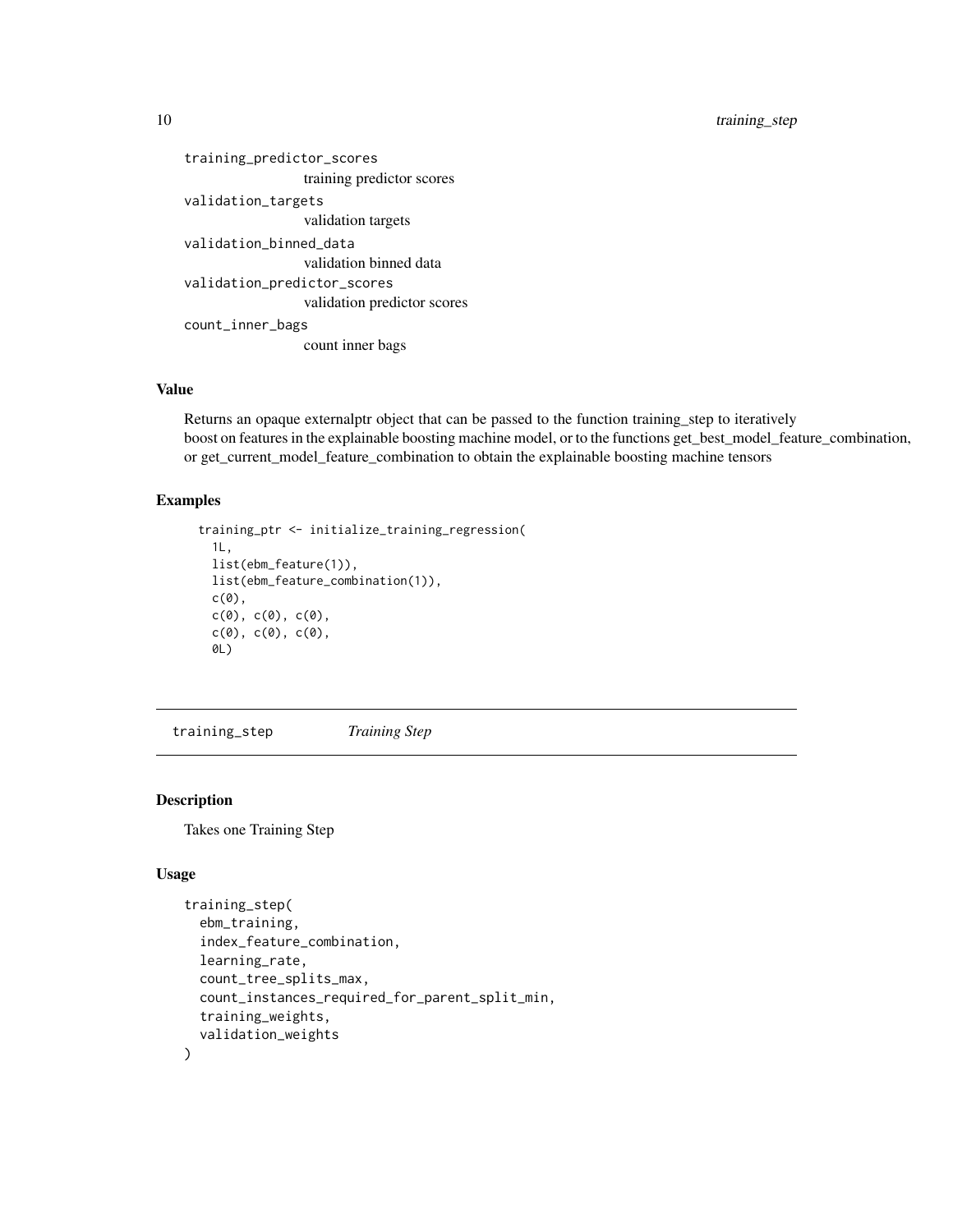training_predictor_scores
: training predictor scores

validation_targets
: validation targets

validation_binned_data
: validation binned data

validation_predictor_scores
: validation predictor scores

count_inner_bags
: count inner bags

### Value

Returns an opaque externalptr object that can be passed to the function training_step to iteratively boost on features in the explainable boosting machine model, or to the functions get_best_model_feature_combination, or get_current_model_feature_combination to obtain the explainable boosting machine tensors

### Examples

```
training_ptr <- initialize_training_regression(
  1L,
  list(ebm_feature(1)),
  list(ebm_feature_combination(1)),
  c(0),
  c(0), c(0), c(0),
  c(0), c(0), c(0),
  0L)
```

---

## training_step *Training Step*

### Description

Takes one Training Step

### Usage

```
training_step(
  ebm_training,
  index_feature_combination,
  learning_rate,
  count_tree_splits_max,
  count_instances_required_for_parent_split_min,
  training_weights,
  validation_weights
)
```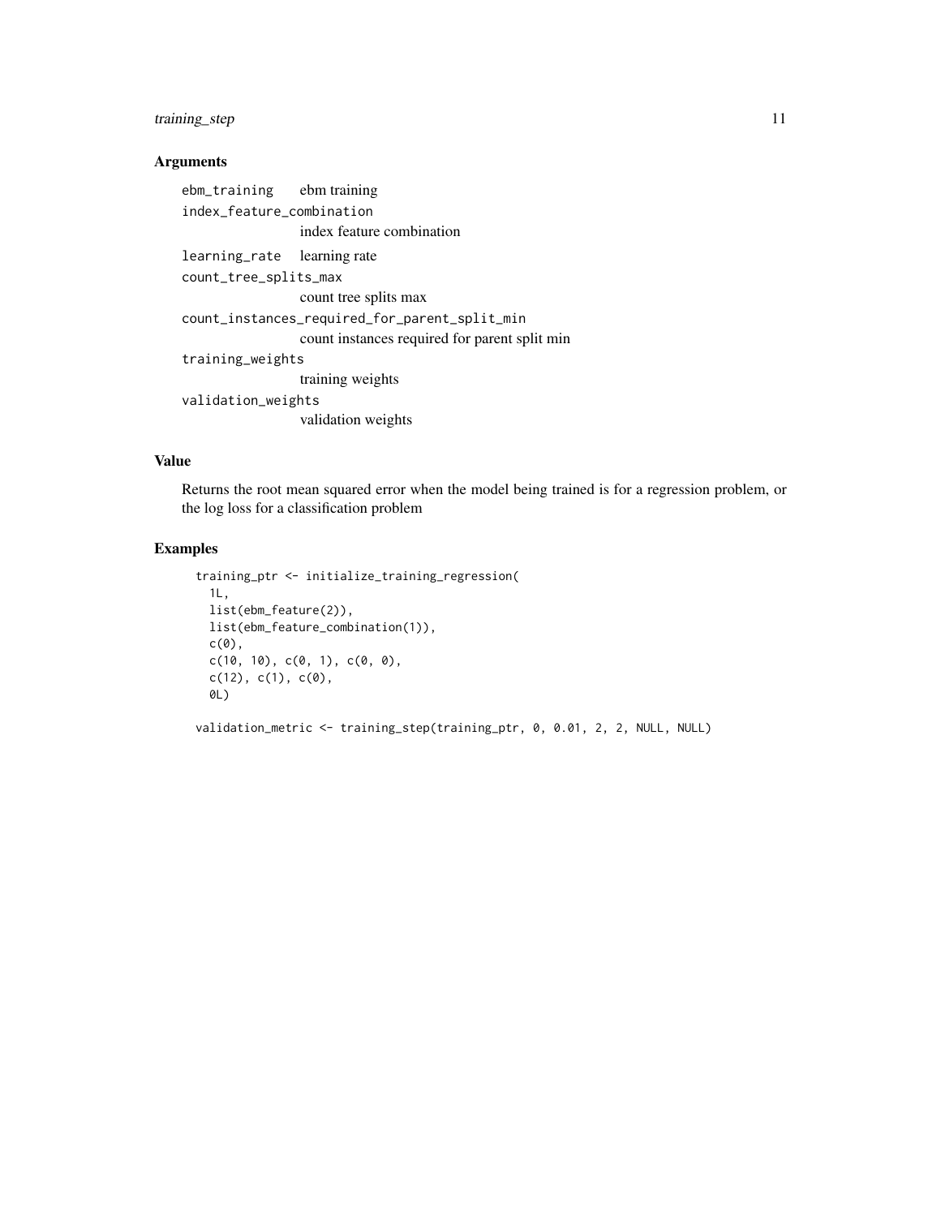### Arguments

- `ebm_training` ebm training
- `index_feature_combination` index feature combination
- `learning_rate` learning rate
- `count_tree_splits_max` count tree splits max
- `count_instances_required_for_parent_split_min` count instances required for parent split min
- `training_weights` training weights
- `validation_weights` validation weights

### Value

Returns the root mean squared error when the model being trained is for a regression problem, or the log loss for a classification problem

### Examples

```
training_ptr <- initialize_training_regression(
  1L,
  list(ebm_feature(2)),
  list(ebm_feature_combination(1)),
  c(0),
  c(10, 10), c(0, 1), c(0, 0),
  c(12), c(1), c(0),
  0L)

validation_metric <- training_step(training_ptr, 0, 0.01, 2, 2, NULL, NULL)
```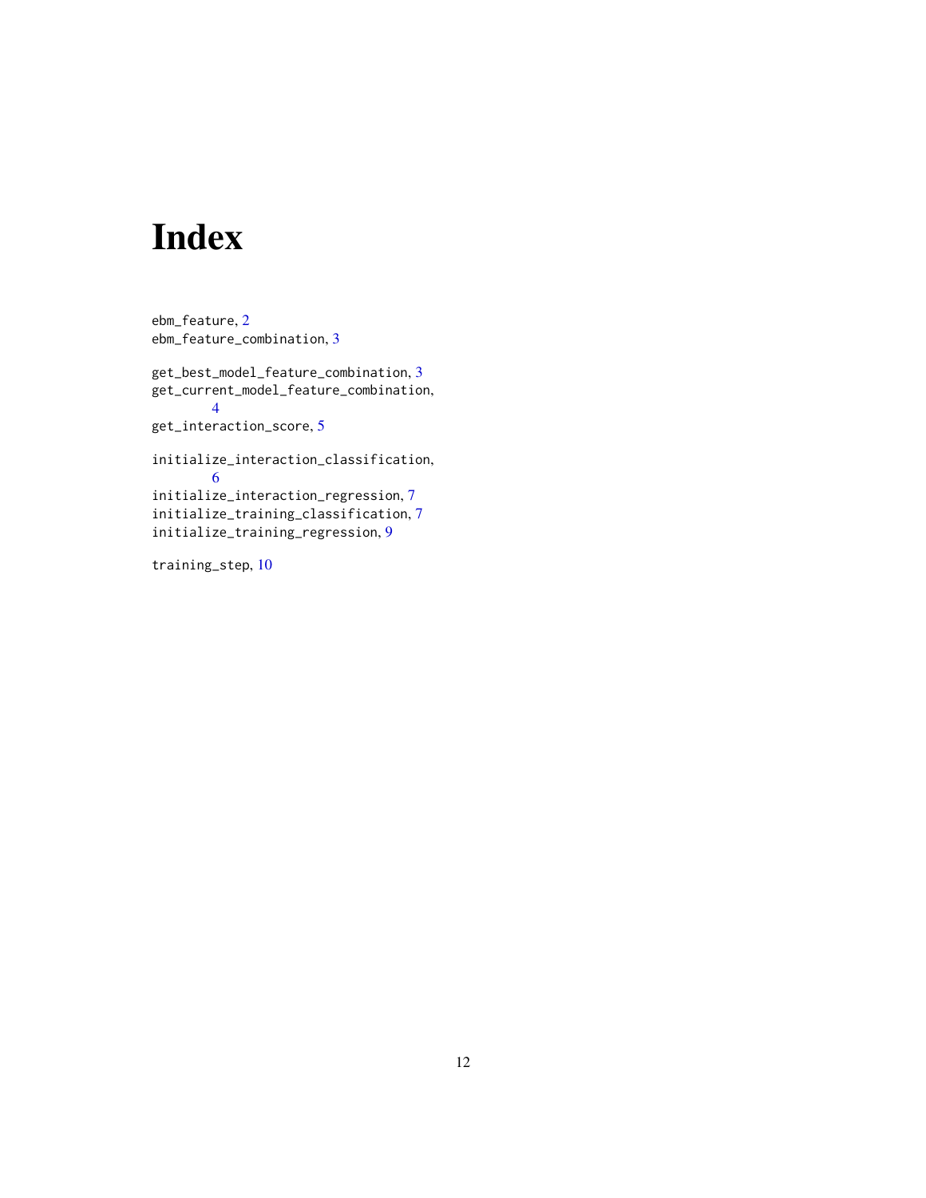# Index

ebm_feature, 2
ebm_feature_combination, 3

get_best_model_feature_combination, 3
get_current_model_feature_combination, 4
get_interaction_score, 5

initialize_interaction_classification, 6
initialize_interaction_regression, 7
initialize_training_classification, 7
initialize_training_regression, 9

training_step, 10